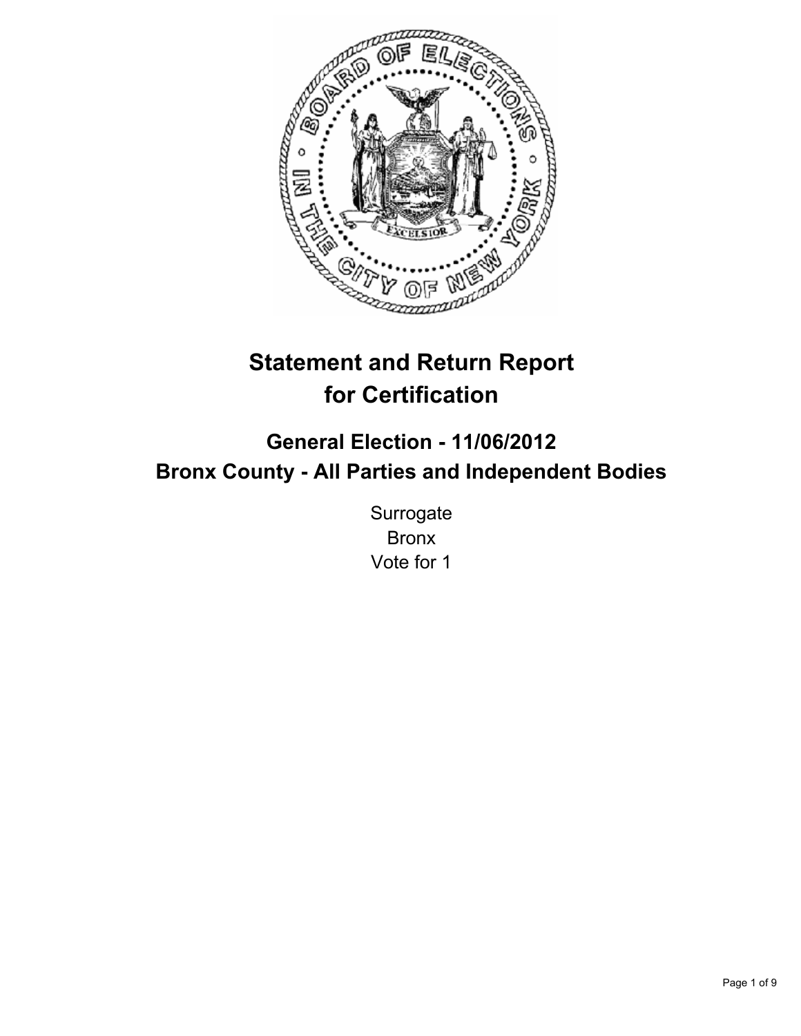# Statement and Return Report for Certification

## General Election - 11/06/2012
## Bronx County - All Parties and Independent Bodies

Surrogate
Bronx
Vote for 1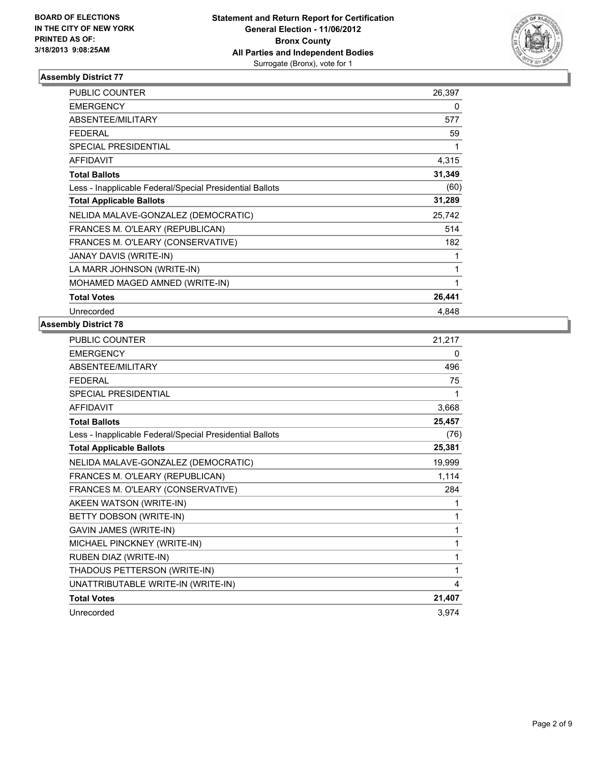**BOARD OF ELECTIONS IN THE CITY OF NEW YORK PRINTED AS OF: 3/18/2013 9:08:25AM**

**Statement and Return Report for Certification**
**General Election - 11/06/2012**
**Bronx County**
**All Parties and Independent Bodies**
Surrogate (Bronx), vote for 1

### Assembly District 77

| | |
|---|---|
| PUBLIC COUNTER | 26,397 |
| EMERGENCY | 0 |
| ABSENTEE/MILITARY | 577 |
| FEDERAL | 59 |
| SPECIAL PRESIDENTIAL | 1 |
| AFFIDAVIT | 4,315 |
| **Total Ballots** | **31,349** |
| Less - Inapplicable Federal/Special Presidential Ballots | (60) |
| **Total Applicable Ballots** | **31,289** |
| NELIDA MALAVE-GONZALEZ (DEMOCRATIC) | 25,742 |
| FRANCES M. O'LEARY (REPUBLICAN) | 514 |
| FRANCES M. O'LEARY (CONSERVATIVE) | 182 |
| JANAY DAVIS (WRITE-IN) | 1 |
| LA MARR JOHNSON (WRITE-IN) | 1 |
| MOHAMED MAGED AMNED (WRITE-IN) | 1 |
| **Total Votes** | **26,441** |
| Unrecorded | 4,848 |

### Assembly District 78

| | |
|---|---|
| PUBLIC COUNTER | 21,217 |
| EMERGENCY | 0 |
| ABSENTEE/MILITARY | 496 |
| FEDERAL | 75 |
| SPECIAL PRESIDENTIAL | 1 |
| AFFIDAVIT | 3,668 |
| **Total Ballots** | **25,457** |
| Less - Inapplicable Federal/Special Presidential Ballots | (76) |
| **Total Applicable Ballots** | **25,381** |
| NELIDA MALAVE-GONZALEZ (DEMOCRATIC) | 19,999 |
| FRANCES M. O'LEARY (REPUBLICAN) | 1,114 |
| FRANCES M. O'LEARY (CONSERVATIVE) | 284 |
| AKEEN WATSON (WRITE-IN) | 1 |
| BETTY DOBSON (WRITE-IN) | 1 |
| GAVIN JAMES (WRITE-IN) | 1 |
| MICHAEL PINCKNEY (WRITE-IN) | 1 |
| RUBEN DIAZ (WRITE-IN) | 1 |
| THADOUS PETTERSON (WRITE-IN) | 1 |
| UNATTRIBUTABLE WRITE-IN (WRITE-IN) | 4 |
| **Total Votes** | **21,407** |
| Unrecorded | 3,974 |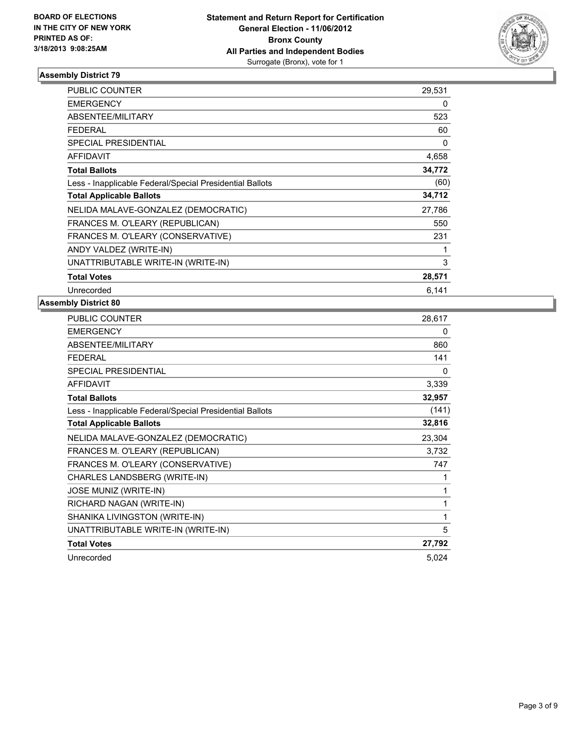**BOARD OF ELECTIONS IN THE CITY OF NEW YORK PRINTED AS OF: 3/18/2013 9:08:25AM**

**Statement and Return Report for Certification**
**General Election - 11/06/2012**
**Bronx County**
**All Parties and Independent Bodies**
Surrogate (Bronx), vote for 1

### Assembly District 79

| | |
|---|---|
| PUBLIC COUNTER | 29,531 |
| EMERGENCY | 0 |
| ABSENTEE/MILITARY | 523 |
| FEDERAL | 60 |
| SPECIAL PRESIDENTIAL | 0 |
| AFFIDAVIT | 4,658 |
| **Total Ballots** | **34,772** |
| Less - Inapplicable Federal/Special Presidential Ballots | (60) |
| **Total Applicable Ballots** | **34,712** |
| NELIDA MALAVE-GONZALEZ (DEMOCRATIC) | 27,786 |
| FRANCES M. O'LEARY (REPUBLICAN) | 550 |
| FRANCES M. O'LEARY (CONSERVATIVE) | 231 |
| ANDY VALDEZ (WRITE-IN) | 1 |
| UNATTRIBUTABLE WRITE-IN (WRITE-IN) | 3 |
| **Total Votes** | **28,571** |
| Unrecorded | 6,141 |

### Assembly District 80

| | |
|---|---|
| PUBLIC COUNTER | 28,617 |
| EMERGENCY | 0 |
| ABSENTEE/MILITARY | 860 |
| FEDERAL | 141 |
| SPECIAL PRESIDENTIAL | 0 |
| AFFIDAVIT | 3,339 |
| **Total Ballots** | **32,957** |
| Less - Inapplicable Federal/Special Presidential Ballots | (141) |
| **Total Applicable Ballots** | **32,816** |
| NELIDA MALAVE-GONZALEZ (DEMOCRATIC) | 23,304 |
| FRANCES M. O'LEARY (REPUBLICAN) | 3,732 |
| FRANCES M. O'LEARY (CONSERVATIVE) | 747 |
| CHARLES LANDSBERG (WRITE-IN) | 1 |
| JOSE MUNIZ (WRITE-IN) | 1 |
| RICHARD NAGAN (WRITE-IN) | 1 |
| SHANIKA LIVINGSTON (WRITE-IN) | 1 |
| UNATTRIBUTABLE WRITE-IN (WRITE-IN) | 5 |
| **Total Votes** | **27,792** |
| Unrecorded | 5,024 |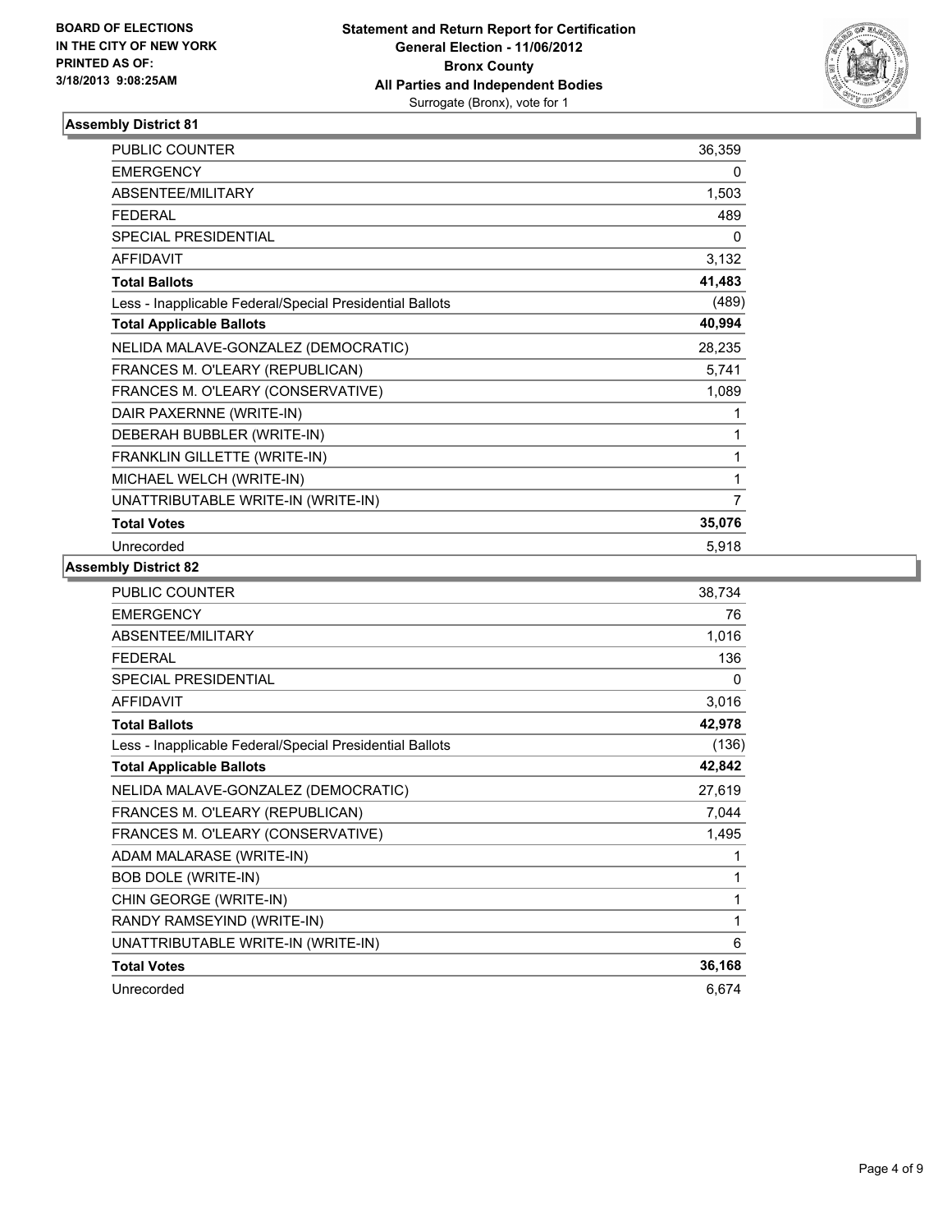BOARD OF ELECTIONS
IN THE CITY OF NEW YORK
PRINTED AS OF:
3/18/2013 9:08:25AM

**Statement and Return Report for Certification**
**General Election - 11/06/2012**
**Bronx County**
**All Parties and Independent Bodies**
Surrogate (Bronx), vote for 1

### Assembly District 81

| | |
|---|---|
| PUBLIC COUNTER | 36,359 |
| EMERGENCY | 0 |
| ABSENTEE/MILITARY | 1,503 |
| FEDERAL | 489 |
| SPECIAL PRESIDENTIAL | 0 |
| AFFIDAVIT | 3,132 |
| **Total Ballots** | **41,483** |
| Less - Inapplicable Federal/Special Presidential Ballots | (489) |
| **Total Applicable Ballots** | **40,994** |
| NELIDA MALAVE-GONZALEZ (DEMOCRATIC) | 28,235 |
| FRANCES M. O'LEARY (REPUBLICAN) | 5,741 |
| FRANCES M. O'LEARY (CONSERVATIVE) | 1,089 |
| DAIR PAXERNNE (WRITE-IN) | 1 |
| DEBERAH BUBBLER (WRITE-IN) | 1 |
| FRANKLIN GILLETTE (WRITE-IN) | 1 |
| MICHAEL WELCH (WRITE-IN) | 1 |
| UNATTRIBUTABLE WRITE-IN (WRITE-IN) | 7 |
| **Total Votes** | **35,076** |
| Unrecorded | 5,918 |

### Assembly District 82

| | |
|---|---|
| PUBLIC COUNTER | 38,734 |
| EMERGENCY | 76 |
| ABSENTEE/MILITARY | 1,016 |
| FEDERAL | 136 |
| SPECIAL PRESIDENTIAL | 0 |
| AFFIDAVIT | 3,016 |
| **Total Ballots** | **42,978** |
| Less - Inapplicable Federal/Special Presidential Ballots | (136) |
| **Total Applicable Ballots** | **42,842** |
| NELIDA MALAVE-GONZALEZ (DEMOCRATIC) | 27,619 |
| FRANCES M. O'LEARY (REPUBLICAN) | 7,044 |
| FRANCES M. O'LEARY (CONSERVATIVE) | 1,495 |
| ADAM MALARASE (WRITE-IN) | 1 |
| BOB DOLE (WRITE-IN) | 1 |
| CHIN GEORGE (WRITE-IN) | 1 |
| RANDY RAMSEYIND (WRITE-IN) | 1 |
| UNATTRIBUTABLE WRITE-IN (WRITE-IN) | 6 |
| **Total Votes** | **36,168** |
| Unrecorded | 6,674 |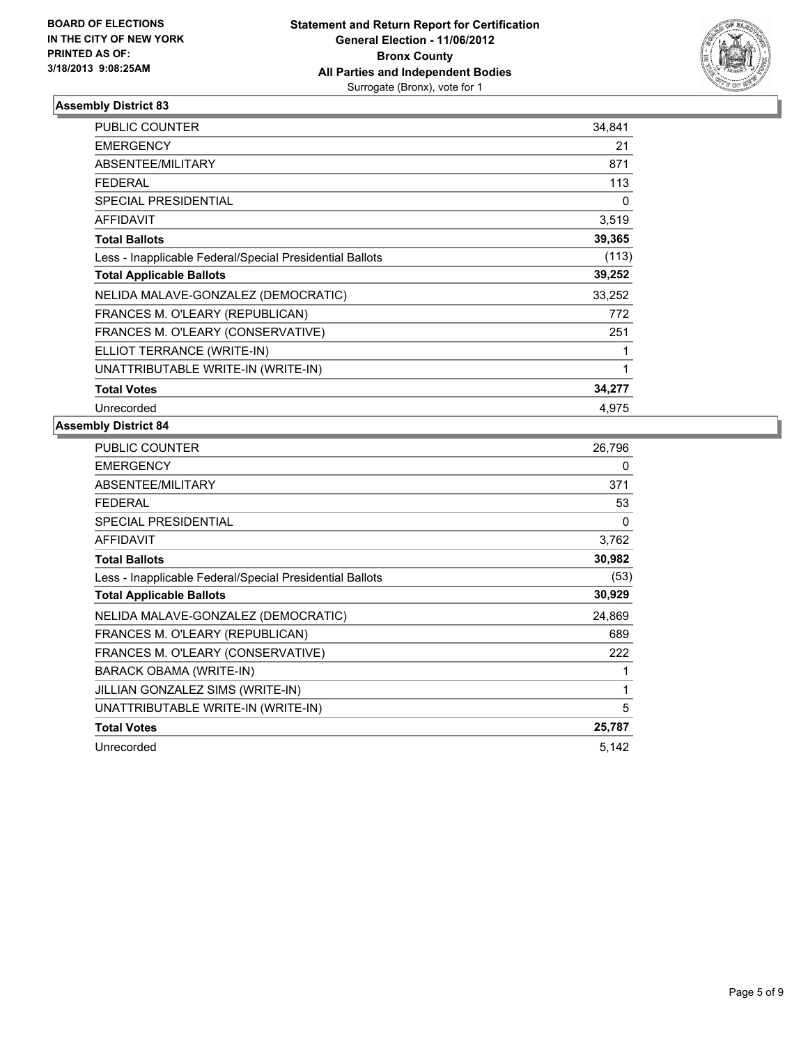**BOARD OF ELECTIONS IN THE CITY OF NEW YORK PRINTED AS OF: 3/18/2013 9:08:25AM**

**Statement and Return Report for Certification**
**General Election - 11/06/2012**
**Bronx County**
**All Parties and Independent Bodies**
Surrogate (Bronx), vote for 1

### Assembly District 83

| | |
|---|---|
| PUBLIC COUNTER | 34,841 |
| EMERGENCY | 21 |
| ABSENTEE/MILITARY | 871 |
| FEDERAL | 113 |
| SPECIAL PRESIDENTIAL | 0 |
| AFFIDAVIT | 3,519 |
| **Total Ballots** | **39,365** |
| Less - Inapplicable Federal/Special Presidential Ballots | (113) |
| **Total Applicable Ballots** | **39,252** |
| NELIDA MALAVE-GONZALEZ (DEMOCRATIC) | 33,252 |
| FRANCES M. O'LEARY (REPUBLICAN) | 772 |
| FRANCES M. O'LEARY (CONSERVATIVE) | 251 |
| ELLIOT TERRANCE (WRITE-IN) | 1 |
| UNATTRIBUTABLE WRITE-IN (WRITE-IN) | 1 |
| **Total Votes** | **34,277** |
| Unrecorded | 4,975 |

### Assembly District 84

| | |
|---|---|
| PUBLIC COUNTER | 26,796 |
| EMERGENCY | 0 |
| ABSENTEE/MILITARY | 371 |
| FEDERAL | 53 |
| SPECIAL PRESIDENTIAL | 0 |
| AFFIDAVIT | 3,762 |
| **Total Ballots** | **30,982** |
| Less - Inapplicable Federal/Special Presidential Ballots | (53) |
| **Total Applicable Ballots** | **30,929** |
| NELIDA MALAVE-GONZALEZ (DEMOCRATIC) | 24,869 |
| FRANCES M. O'LEARY (REPUBLICAN) | 689 |
| FRANCES M. O'LEARY (CONSERVATIVE) | 222 |
| BARACK OBAMA (WRITE-IN) | 1 |
| JILLIAN GONZALEZ SIMS (WRITE-IN) | 1 |
| UNATTRIBUTABLE WRITE-IN (WRITE-IN) | 5 |
| **Total Votes** | **25,787** |
| Unrecorded | 5,142 |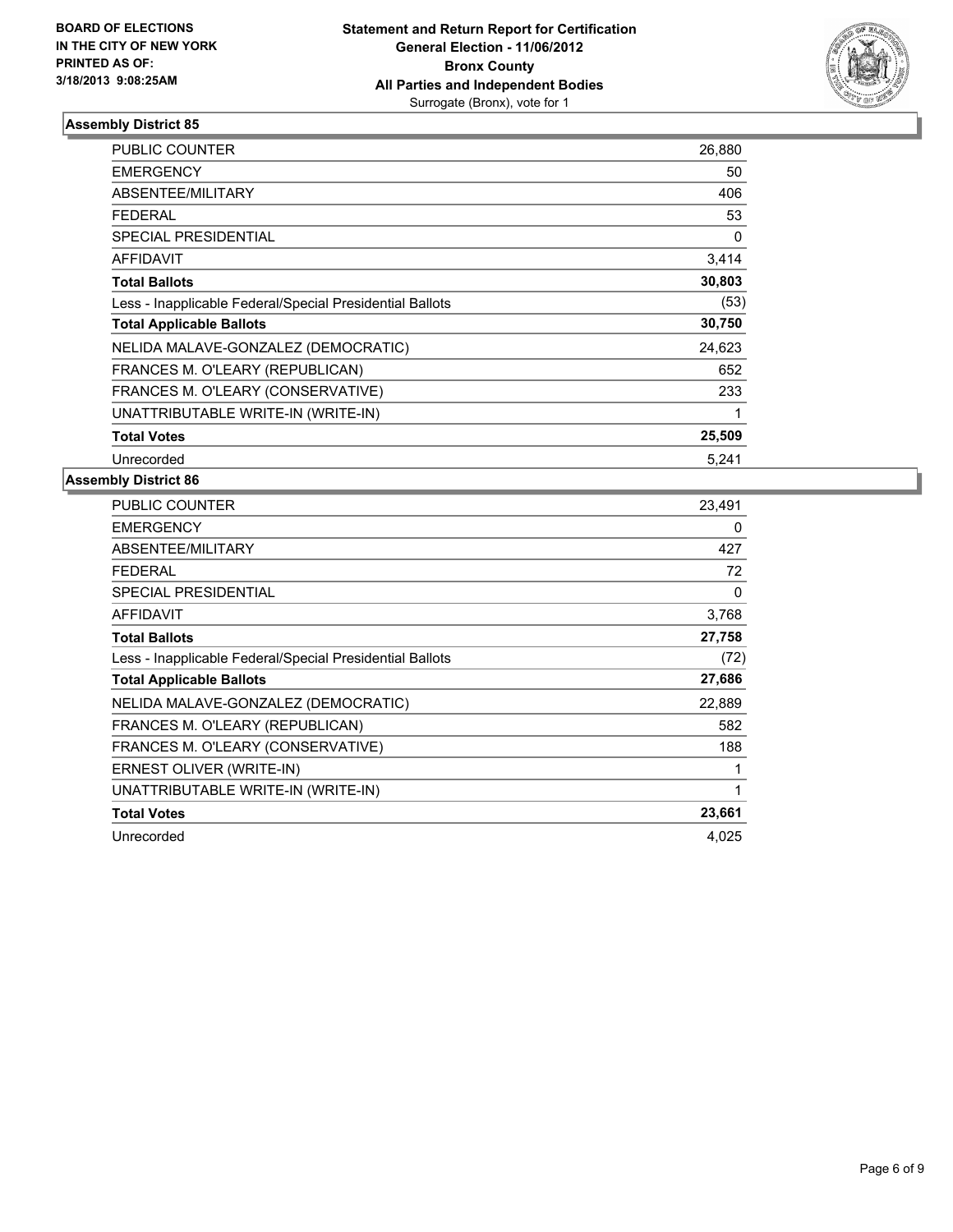**BOARD OF ELECTIONS IN THE CITY OF NEW YORK**
**PRINTED AS OF: 3/18/2013 9:08:25AM**

**Statement and Return Report for Certification**
**General Election - 11/06/2012**
**Bronx County**
**All Parties and Independent Bodies**
Surrogate (Bronx), vote for 1

### Assembly District 85

| | |
|---|---|
| PUBLIC COUNTER | 26,880 |
| EMERGENCY | 50 |
| ABSENTEE/MILITARY | 406 |
| FEDERAL | 53 |
| SPECIAL PRESIDENTIAL | 0 |
| AFFIDAVIT | 3,414 |
| **Total Ballots** | **30,803** |
| Less - Inapplicable Federal/Special Presidential Ballots | (53) |
| **Total Applicable Ballots** | **30,750** |
| NELIDA MALAVE-GONZALEZ (DEMOCRATIC) | 24,623 |
| FRANCES M. O'LEARY (REPUBLICAN) | 652 |
| FRANCES M. O'LEARY (CONSERVATIVE) | 233 |
| UNATTRIBUTABLE WRITE-IN (WRITE-IN) | 1 |
| **Total Votes** | **25,509** |
| Unrecorded | 5,241 |

### Assembly District 86

| | |
|---|---|
| PUBLIC COUNTER | 23,491 |
| EMERGENCY | 0 |
| ABSENTEE/MILITARY | 427 |
| FEDERAL | 72 |
| SPECIAL PRESIDENTIAL | 0 |
| AFFIDAVIT | 3,768 |
| **Total Ballots** | **27,758** |
| Less - Inapplicable Federal/Special Presidential Ballots | (72) |
| **Total Applicable Ballots** | **27,686** |
| NELIDA MALAVE-GONZALEZ (DEMOCRATIC) | 22,889 |
| FRANCES M. O'LEARY (REPUBLICAN) | 582 |
| FRANCES M. O'LEARY (CONSERVATIVE) | 188 |
| ERNEST OLIVER (WRITE-IN) | 1 |
| UNATTRIBUTABLE WRITE-IN (WRITE-IN) | 1 |
| **Total Votes** | **23,661** |
| Unrecorded | 4,025 |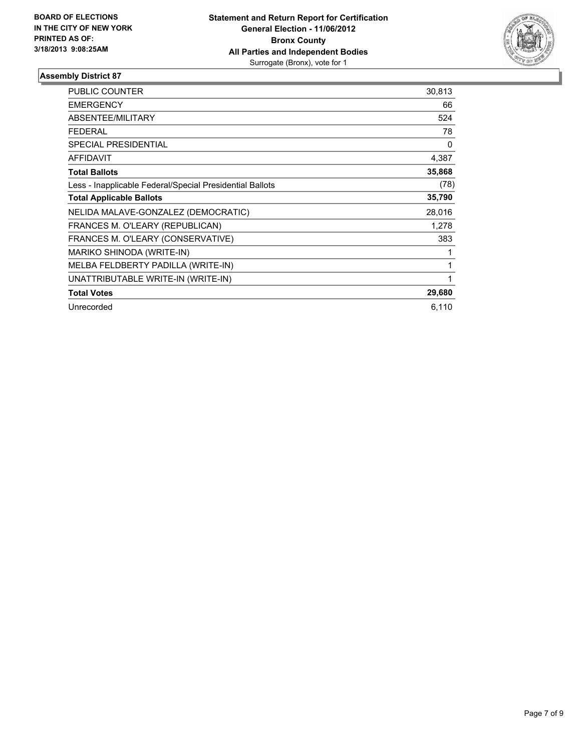**BOARD OF ELECTIONS IN THE CITY OF NEW YORK PRINTED AS OF: 3/18/2013 9:08:25AM**

**Statement and Return Report for Certification**
**General Election - 11/06/2012**
**Bronx County**
**All Parties and Independent Bodies**
Surrogate (Bronx), vote for 1

### Assembly District 87

| | |
|---|---|
| PUBLIC COUNTER | 30,813 |
| EMERGENCY | 66 |
| ABSENTEE/MILITARY | 524 |
| FEDERAL | 78 |
| SPECIAL PRESIDENTIAL | 0 |
| AFFIDAVIT | 4,387 |
| **Total Ballots** | **35,868** |
| Less - Inapplicable Federal/Special Presidential Ballots | (78) |
| **Total Applicable Ballots** | **35,790** |
| NELIDA MALAVE-GONZALEZ (DEMOCRATIC) | 28,016 |
| FRANCES M. O'LEARY (REPUBLICAN) | 1,278 |
| FRANCES M. O'LEARY (CONSERVATIVE) | 383 |
| MARIKO SHINODA (WRITE-IN) | 1 |
| MELBA FELDBERTY PADILLA (WRITE-IN) | 1 |
| UNATTRIBUTABLE WRITE-IN (WRITE-IN) | 1 |
| **Total Votes** | **29,680** |
| Unrecorded | 6,110 |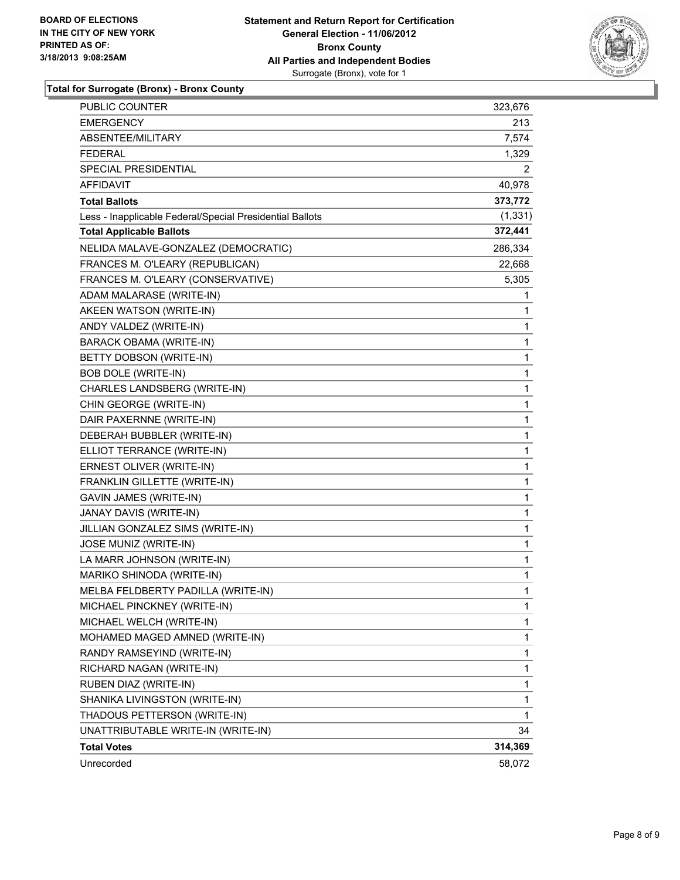**BOARD OF ELECTIONS IN THE CITY OF NEW YORK PRINTED AS OF: 3/18/2013 9:08:25AM**

**Statement and Return Report for Certification General Election - 11/06/2012 Bronx County All Parties and Independent Bodies**
Surrogate (Bronx), vote for 1

## Total for Surrogate (Bronx) - Bronx County

| | |
|---|---|
| PUBLIC COUNTER | 323,676 |
| EMERGENCY | 213 |
| ABSENTEE/MILITARY | 7,574 |
| FEDERAL | 1,329 |
| SPECIAL PRESIDENTIAL | 2 |
| AFFIDAVIT | 40,978 |
| **Total Ballots** | **373,772** |
| Less - Inapplicable Federal/Special Presidential Ballots | (1,331) |
| **Total Applicable Ballots** | **372,441** |
| NELIDA MALAVE-GONZALEZ (DEMOCRATIC) | 286,334 |
| FRANCES M. O'LEARY (REPUBLICAN) | 22,668 |
| FRANCES M. O'LEARY (CONSERVATIVE) | 5,305 |
| ADAM MALARASE (WRITE-IN) | 1 |
| AKEEN WATSON (WRITE-IN) | 1 |
| ANDY VALDEZ (WRITE-IN) | 1 |
| BARACK OBAMA (WRITE-IN) | 1 |
| BETTY DOBSON (WRITE-IN) | 1 |
| BOB DOLE (WRITE-IN) | 1 |
| CHARLES LANDSBERG (WRITE-IN) | 1 |
| CHIN GEORGE (WRITE-IN) | 1 |
| DAIR PAXERNNE (WRITE-IN) | 1 |
| DEBERAH BUBBLER (WRITE-IN) | 1 |
| ELLIOT TERRANCE (WRITE-IN) | 1 |
| ERNEST OLIVER (WRITE-IN) | 1 |
| FRANKLIN GILLETTE (WRITE-IN) | 1 |
| GAVIN JAMES (WRITE-IN) | 1 |
| JANAY DAVIS (WRITE-IN) | 1 |
| JILLIAN GONZALEZ SIMS (WRITE-IN) | 1 |
| JOSE MUNIZ (WRITE-IN) | 1 |
| LA MARR JOHNSON (WRITE-IN) | 1 |
| MARIKO SHINODA (WRITE-IN) | 1 |
| MELBA FELDBERTY PADILLA (WRITE-IN) | 1 |
| MICHAEL PINCKNEY (WRITE-IN) | 1 |
| MICHAEL WELCH (WRITE-IN) | 1 |
| MOHAMED MAGED AMNED (WRITE-IN) | 1 |
| RANDY RAMSEYIND (WRITE-IN) | 1 |
| RICHARD NAGAN (WRITE-IN) | 1 |
| RUBEN DIAZ (WRITE-IN) | 1 |
| SHANIKA LIVINGSTON (WRITE-IN) | 1 |
| THADOUS PETTERSON (WRITE-IN) | 1 |
| UNATTRIBUTABLE WRITE-IN (WRITE-IN) | 34 |
| **Total Votes** | **314,369** |
| Unrecorded | 58,072 |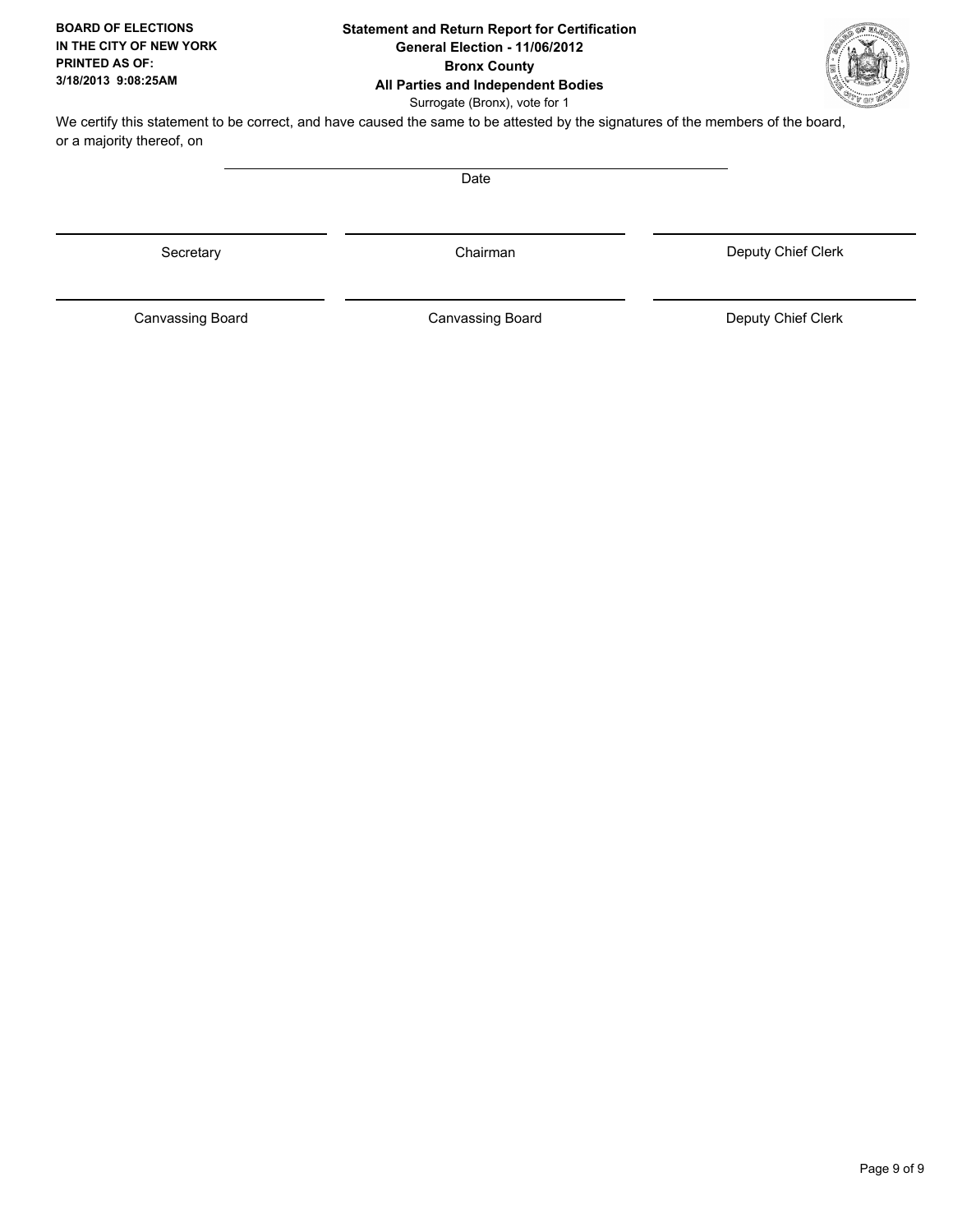**BOARD OF ELECTIONS IN THE CITY OF NEW YORK PRINTED AS OF: 3/18/2013 9:08:25AM**

**Statement and Return Report for Certification**
**General Election - 11/06/2012**
**Bronx County**
**All Parties and Independent Bodies**
Surrogate (Bronx), vote for 1

We certify this statement to be correct, and have caused the same to be attested by the signatures of the members of the board, or a majority thereof, on

\_\_\_\_\_\_\_\_\_\_\_\_\_\_\_\_\_\_\_\_\_\_\_\_\_\_\_\_\_\_\_\_\_\_\_\_\_\_\_\_
Date

| | | |
|---|---|---|
| Secretary | Chairman | Deputy Chief Clerk |
| Canvassing Board | Canvassing Board | Deputy Chief Clerk |